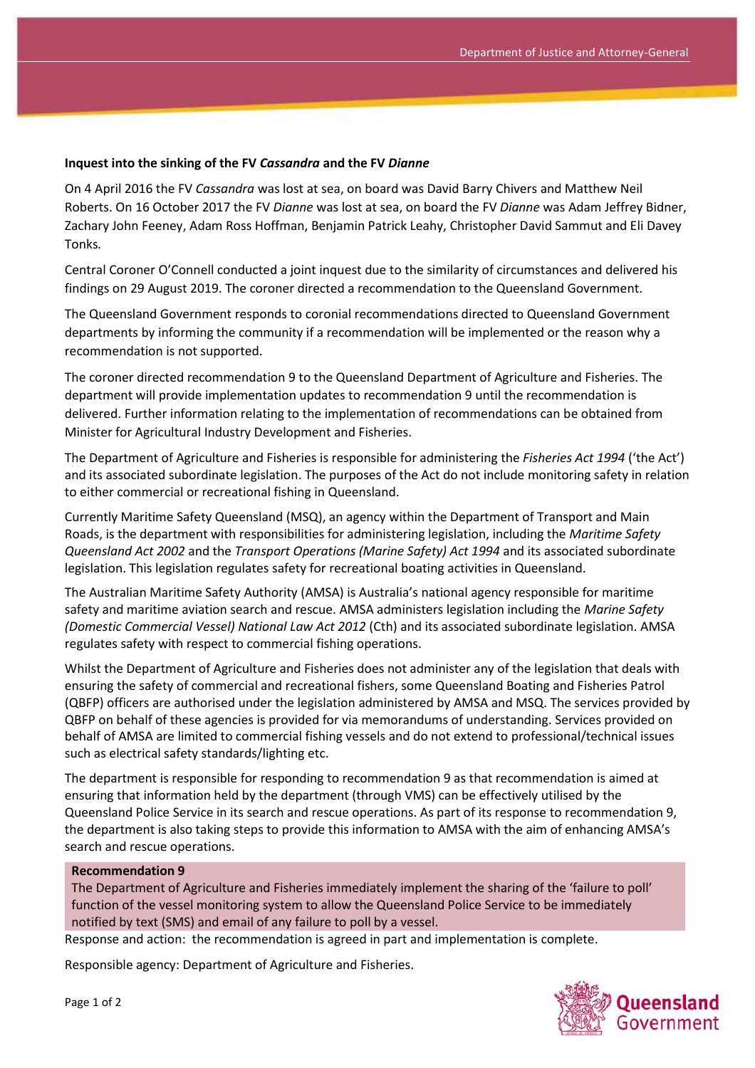**Inquest into the sinking of the FV *Cassandra* and the FV *Dianne***

On 4 April 2016 the FV *Cassandra* was lost at sea, on board was David Barry Chivers and Matthew Neil Roberts. On 16 October 2017 the FV *Dianne* was lost at sea, on board the FV *Dianne* was Adam Jeffrey Bidner, Zachary John Feeney, Adam Ross Hoffman, Benjamin Patrick Leahy, Christopher David Sammut and Eli Davey Tonks.

Central Coroner O'Connell conducted a joint inquest due to the similarity of circumstances and delivered his findings on 29 August 2019. The coroner directed a recommendation to the Queensland Government.

The Queensland Government responds to coronial recommendations directed to Queensland Government departments by informing the community if a recommendation will be implemented or the reason why a recommendation is not supported.

The coroner directed recommendation 9 to the Queensland Department of Agriculture and Fisheries. The department will provide implementation updates to recommendation 9 until the recommendation is delivered. Further information relating to the implementation of recommendations can be obtained from Minister for Agricultural Industry Development and Fisheries.

The Department of Agriculture and Fisheries is responsible for administering the *Fisheries Act 1994* ('the Act') and its associated subordinate legislation. The purposes of the Act do not include monitoring safety in relation to either commercial or recreational fishing in Queensland.

Currently Maritime Safety Queensland (MSQ), an agency within the Department of Transport and Main Roads, is the department with responsibilities for administering legislation, including the *Maritime Safety Queensland Act 2002* and the *Transport Operations (Marine Safety) Act 1994* and its associated subordinate legislation. This legislation regulates safety for recreational boating activities in Queensland.

The Australian Maritime Safety Authority (AMSA) is Australia's national agency responsible for maritime safety and maritime aviation search and rescue. AMSA administers legislation including the *Marine Safety (Domestic Commercial Vessel) National Law Act 2012* (Cth) and its associated subordinate legislation. AMSA regulates safety with respect to commercial fishing operations.

Whilst the Department of Agriculture and Fisheries does not administer any of the legislation that deals with ensuring the safety of commercial and recreational fishers, some Queensland Boating and Fisheries Patrol (QBFP) officers are authorised under the legislation administered by AMSA and MSQ. The services provided by QBFP on behalf of these agencies is provided for via memorandums of understanding. Services provided on behalf of AMSA are limited to commercial fishing vessels and do not extend to professional/technical issues such as electrical safety standards/lighting etc.

The department is responsible for responding to recommendation 9 as that recommendation is aimed at ensuring that information held by the department (through VMS) can be effectively utilised by the Queensland Police Service in its search and rescue operations. As part of its response to recommendation 9, the department is also taking steps to provide this information to AMSA with the aim of enhancing AMSA's search and rescue operations.

**Recommendation 9**

The Department of Agriculture and Fisheries immediately implement the sharing of the 'failure to poll' function of the vessel monitoring system to allow the Queensland Police Service to be immediately notified by text (SMS) and email of any failure to poll by a vessel.

Response and action: the recommendation is agreed in part and implementation is complete.

Responsible agency: Department of Agriculture and Fisheries.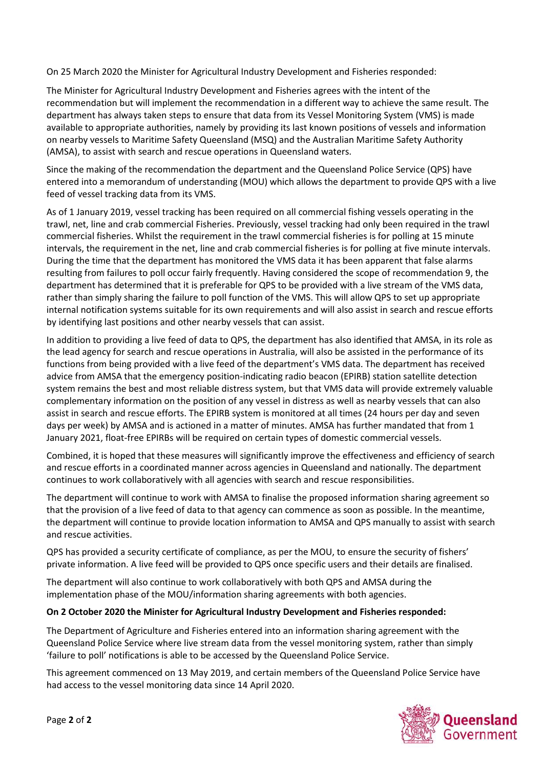On 25 March 2020 the Minister for Agricultural Industry Development and Fisheries responded:

The Minister for Agricultural Industry Development and Fisheries agrees with the intent of the recommendation but will implement the recommendation in a different way to achieve the same result. The department has always taken steps to ensure that data from its Vessel Monitoring System (VMS) is made available to appropriate authorities, namely by providing its last known positions of vessels and information on nearby vessels to Maritime Safety Queensland (MSQ) and the Australian Maritime Safety Authority (AMSA), to assist with search and rescue operations in Queensland waters.

Since the making of the recommendation the department and the Queensland Police Service (QPS) have entered into a memorandum of understanding (MOU) which allows the department to provide QPS with a live feed of vessel tracking data from its VMS.

As of 1 January 2019, vessel tracking has been required on all commercial fishing vessels operating in the trawl, net, line and crab commercial Fisheries. Previously, vessel tracking had only been required in the trawl commercial fisheries. Whilst the requirement in the trawl commercial fisheries is for polling at 15 minute intervals, the requirement in the net, line and crab commercial fisheries is for polling at five minute intervals. During the time that the department has monitored the VMS data it has been apparent that false alarms resulting from failures to poll occur fairly frequently. Having considered the scope of recommendation 9, the department has determined that it is preferable for QPS to be provided with a live stream of the VMS data, rather than simply sharing the failure to poll function of the VMS. This will allow QPS to set up appropriate internal notification systems suitable for its own requirements and will also assist in search and rescue efforts by identifying last positions and other nearby vessels that can assist.

In addition to providing a live feed of data to QPS, the department has also identified that AMSA, in its role as the lead agency for search and rescue operations in Australia, will also be assisted in the performance of its functions from being provided with a live feed of the department's VMS data. The department has received advice from AMSA that the emergency position-indicating radio beacon (EPIRB) station satellite detection system remains the best and most reliable distress system, but that VMS data will provide extremely valuable complementary information on the position of any vessel in distress as well as nearby vessels that can also assist in search and rescue efforts. The EPIRB system is monitored at all times (24 hours per day and seven days per week) by AMSA and is actioned in a matter of minutes. AMSA has further mandated that from 1 January 2021, float-free EPIRBs will be required on certain types of domestic commercial vessels.

Combined, it is hoped that these measures will significantly improve the effectiveness and efficiency of search and rescue efforts in a coordinated manner across agencies in Queensland and nationally. The department continues to work collaboratively with all agencies with search and rescue responsibilities.

The department will continue to work with AMSA to finalise the proposed information sharing agreement so that the provision of a live feed of data to that agency can commence as soon as possible. In the meantime, the department will continue to provide location information to AMSA and QPS manually to assist with search and rescue activities.

QPS has provided a security certificate of compliance, as per the MOU, to ensure the security of fishers' private information. A live feed will be provided to QPS once specific users and their details are finalised.

The department will also continue to work collaboratively with both QPS and AMSA during the implementation phase of the MOU/information sharing agreements with both agencies.

**On 2 October 2020 the Minister for Agricultural Industry Development and Fisheries responded:**

The Department of Agriculture and Fisheries entered into an information sharing agreement with the Queensland Police Service where live stream data from the vessel monitoring system, rather than simply 'failure to poll' notifications is able to be accessed by the Queensland Police Service.

This agreement commenced on 13 May 2019, and certain members of the Queensland Police Service have had access to the vessel monitoring data since 14 April 2020.